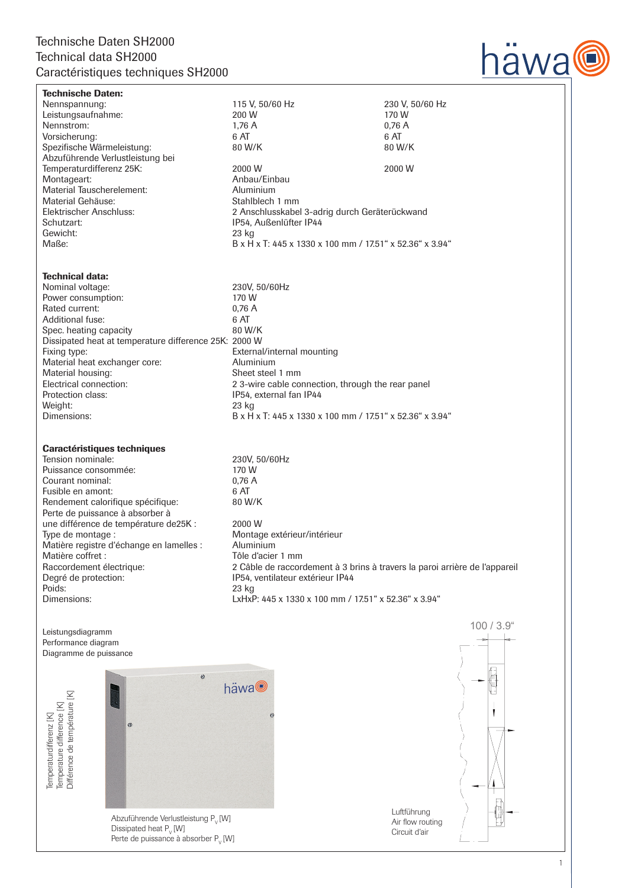# Technische Daten SH2000
# Technical data SH2000
# Caractéristiques techniques SH2000

häwa

**Technische Daten:**

| | | |
|---|---|---|
| Nennspannung: | 115 V, 50/60 Hz | 230 V, 50/60 Hz |
| Leistungsaufnahme: | 200 W | 170 W |
| Nennstrom: | 1,76 A | 0,76 A |
| Vorsicherung: | 6 AT | 6 AT |
| Spezifische Wärmeleistung: | 80 W/K | 80 W/K |
| Abzuführende Verlustleistung bei Temperaturdifferenz 25K: | 2000 W | 2000 W |
| Montageart: | Anbau/Einbau | |
| Material Tauscherelement: | Aluminium | |
| Material Gehäuse: | Stahlblech 1 mm | |
| Elektrischer Anschluss: | 2 Anschlusskabel 3-adrig durch Geräterückwand | |
| Schutzart: | IP54, Außenlüfter IP44 | |
| Gewicht: | 23 kg | |
| Maße: | B x H x T: 445 x 1330 x 100 mm / 17.51“ x 52.36“ x 3.94“ | |

**Technical data:**

| | |
|---|---|
| Nominal voltage: | 230V, 50/60Hz |
| Power consumption: | 170 W |
| Rated current: | 0,76 A |
| Additional fuse: | 6 AT |
| Spec. heating capacity | 80 W/K |
| Dissipated heat at temperature difference 25K: | 2000 W |
| Fixing type: | External/internal mounting |
| Material heat exchanger core: | Aluminium |
| Material housing: | Sheet steel 1 mm |
| Electrical connection: | 2 3-wire cable connection, through the rear panel |
| Protection class: | IP54, external fan IP44 |
| Weight: | 23 kg |
| Dimensions: | B x H x T: 445 x 1330 x 100 mm / 17.51“ x 52.36“ x 3.94“ |

**Caractéristiques techniques**

| | |
|---|---|
| Tension nominale: | 230V, 50/60Hz |
| Puissance consommée: | 170 W |
| Courant nominal: | 0,76 A |
| Fusible en amont: | 6 AT |
| Rendement calorifique spécifique: | 80 W/K |
| Perte de puissance à absorber à une différence de température de25K : | 2000 W |
| Type de montage : | Montage extérieur/intérieur |
| Matière registre d'échange en lamelles : | Aluminium |
| Matière coffret : | Tôle d'acier 1 mm |
| Raccordement électrique: | 2 Câble de raccordement à 3 brins à travers la paroi arrière de l'appareil |
| Degré de protection: | IP54, ventilateur extérieur IP44 |
| Poids: | 23 kg |
| Dimensions: | LxHxP: 445 x 1330 x 100 mm / 17.51“ x 52.36“ x 3.94“ |

Leistungsdiagramm
Performance diagram
Diagramme de puissance

Temperaturdifferenz [K]
Temperature difference [K]
Différence de température [K]

Abzuführende Verlustleistung $P_V$ [W]
Dissipated heat $P_V$ [W]
Perte de puissance à absorber $P_V$ [W]

100 / 3.9“

Luftführung
Air flow routing
Circuit d'air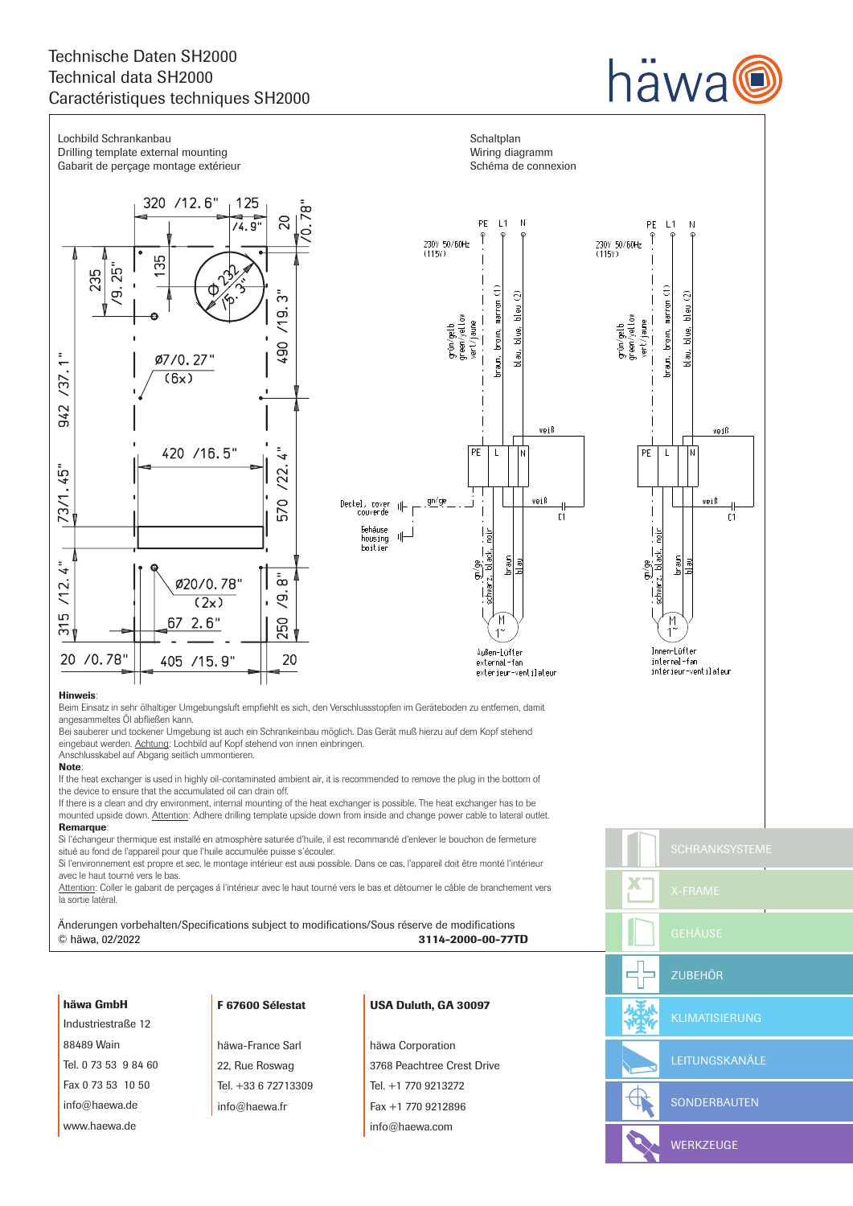# Technische Daten SH2000
# Technical data SH2000
# Caractéristiques techniques SH2000

häwa

Lochbild Schrankanbau
Drilling template external mounting
Gabarit de perçage montage extérieur

320 /12.6"
125 /4.9"
20 /0.78"
235 /9.25"
135
Φ 232 /9.3"
490 /19.3"
942 /37.1"
Ø7/0.27" (6x)
420 /16.5"
73/1.45"
570 /22.4"
315 /12.4"
Ø20/0.78" (2x)
67 2.6"
250 /9.8"
20 /0.78"
405 /15.9"
20

Schaltplan
Wiring diagramm
Schéma de connexion

PE L1 N
230V 50/60Hz (115V)
grün/gelb green/yellow vert/jaune
braun, brown, marron (1)
blau, blue, bleu (2)
weiß
Deckel, cover couverde
Gehäuse housing boitier
gn/ge
C1
schwarz, black, noir
braun
blau
M 1~
Außen-Lüfter
external-fan
extérieur-ventilateur

Innen-Lüfter
internal-fan
intérieur-ventilateur

**Hinweis**:
Beim Einsatz in sehr ölhaltiger Umgebungsluft empfiehlt es sich, den Verschlussstopfen im Geräteboden zu entfernen, damit angesammeltes Öl abfließen kann.
Bei sauberer und tockener Umgebung ist auch ein Schrankeinbau möglich. Das Gerät muß hierzu auf dem Kopf stehend eingebaut werden. Achtung: Lochbild auf Kopf stehend von innen einbringen.
Anschlusskabel auf Abgang seitlich ummontieren.

**Note**:
If the heat exchanger is used in highly oil-contaminated ambient air, it is recommended to remove the plug in the bottom of the device to ensure that the accumulated oil can drain off.
If there is a clean and dry environment, internal mounting of the heat exchanger is possible. The heat exchanger has to be mounted upside down. Attention: Adhere drilling template upside down from inside and change power cable to lateral outlet.

**Remarque**:
Si l'échangeur thermique est installé en atmosphère saturée d'huile, il est recommandé d'enlever le bouchon de fermeture situé au fond de l'appareil pour que l'huile accumulée puisse s'écouler.
Si l'environnement est propre et sec, le montage intérieur est ausi possible. Dans ce cas, l'appareil doit être monté l'intérieur avec le haut tourné vers le bas.
Attention: Coller le gabarit de perçages á l'intérieur avec le haut tourné vers le bas et détourner le câble de branchement vers la sortie latéral.

Änderungen vorbehalten/Specifications subject to modifications/Sous réserve de modifications
© häwa, 02/2022 **3114-2000-00-77TD**

**häwa GmbH**
Industriestraße 12
88489 Wain
Tel. 0 73 53 9 84 60
Fax 0 73 53 10 50
info@haewa.de
www.haewa.de

**F 67600 Sélestat**
häwa-France Sarl
22, Rue Roswag
Tel. +33 6 72713309
info@haewa.fr

**USA Duluth, GA 30097**
häwa Corporation
3768 Peachtree Crest Drive
Tel. +1 770 9213272
Fax +1 770 9212896
info@haewa.com

SCHRANKSYSTEME
X-FRAME
GEHÄUSE
ZUBEHÖR
KLIMATISIERUNG
LEITUNGSKANÄLE
SONDERBAUTEN
WERKZEUGE